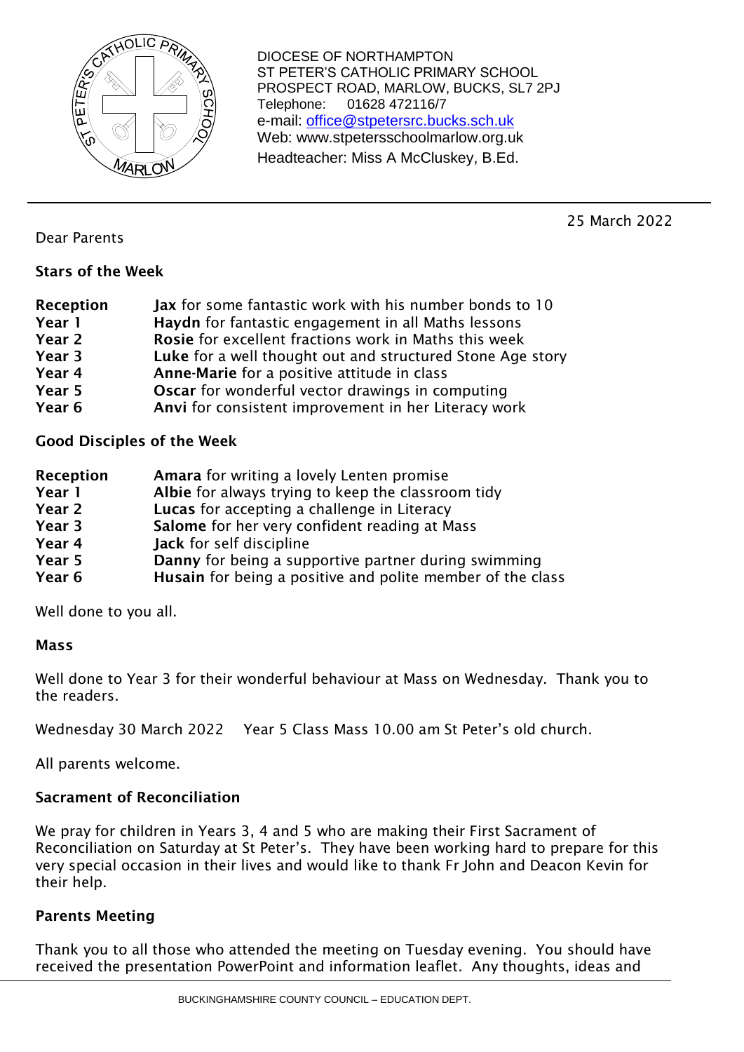DIOCESE OF NORTHAMPTON
ST PETER'S CATHOLIC PRIMARY SCHOOL
PROSPECT ROAD, MARLOW, BUCKS, SL7 2PJ
Telephone: 01628 472116/7
e-mail: office@stpetersrc.bucks.sch.uk
Web: www.stpetersschoolmarlow.org.uk
Headteacher: Miss A McCluskey, B.Ed.

25 March 2022

Dear Parents

**Stars of the Week**

| | |
|---|---|
| **Reception** | **Jax** for some fantastic work with his number bonds to 10 |
| **Year 1** | **Haydn** for fantastic engagement in all Maths lessons |
| **Year 2** | **Rosie** for excellent fractions work in Maths this week |
| **Year 3** | **Luke** for a well thought out and structured Stone Age story |
| **Year 4** | **Anne-Marie** for a positive attitude in class |
| **Year 5** | **Oscar** for wonderful vector drawings in computing |
| **Year 6** | **Anvi** for consistent improvement in her Literacy work |

**Good Disciples of the Week**

| | |
|---|---|
| **Reception** | **Amara** for writing a lovely Lenten promise |
| **Year 1** | **Albie** for always trying to keep the classroom tidy |
| **Year 2** | **Lucas** for accepting a challenge in Literacy |
| **Year 3** | **Salome** for her very confident reading at Mass |
| **Year 4** | **Jack** for self discipline |
| **Year 5** | **Danny** for being a supportive partner during swimming |
| **Year 6** | **Husain** for being a positive and polite member of the class |

Well done to you all.

**Mass**

Well done to Year 3 for their wonderful behaviour at Mass on Wednesday. Thank you to the readers.

Wednesday 30 March 2022 Year 5 Class Mass 10.00 am St Peter's old church.

All parents welcome.

**Sacrament of Reconciliation**

We pray for children in Years 3, 4 and 5 who are making their First Sacrament of Reconciliation on Saturday at St Peter's. They have been working hard to prepare for this very special occasion in their lives and would like to thank Fr John and Deacon Kevin for their help.

**Parents Meeting**

Thank you to all those who attended the meeting on Tuesday evening. You should have received the presentation PowerPoint and information leaflet. Any thoughts, ideas and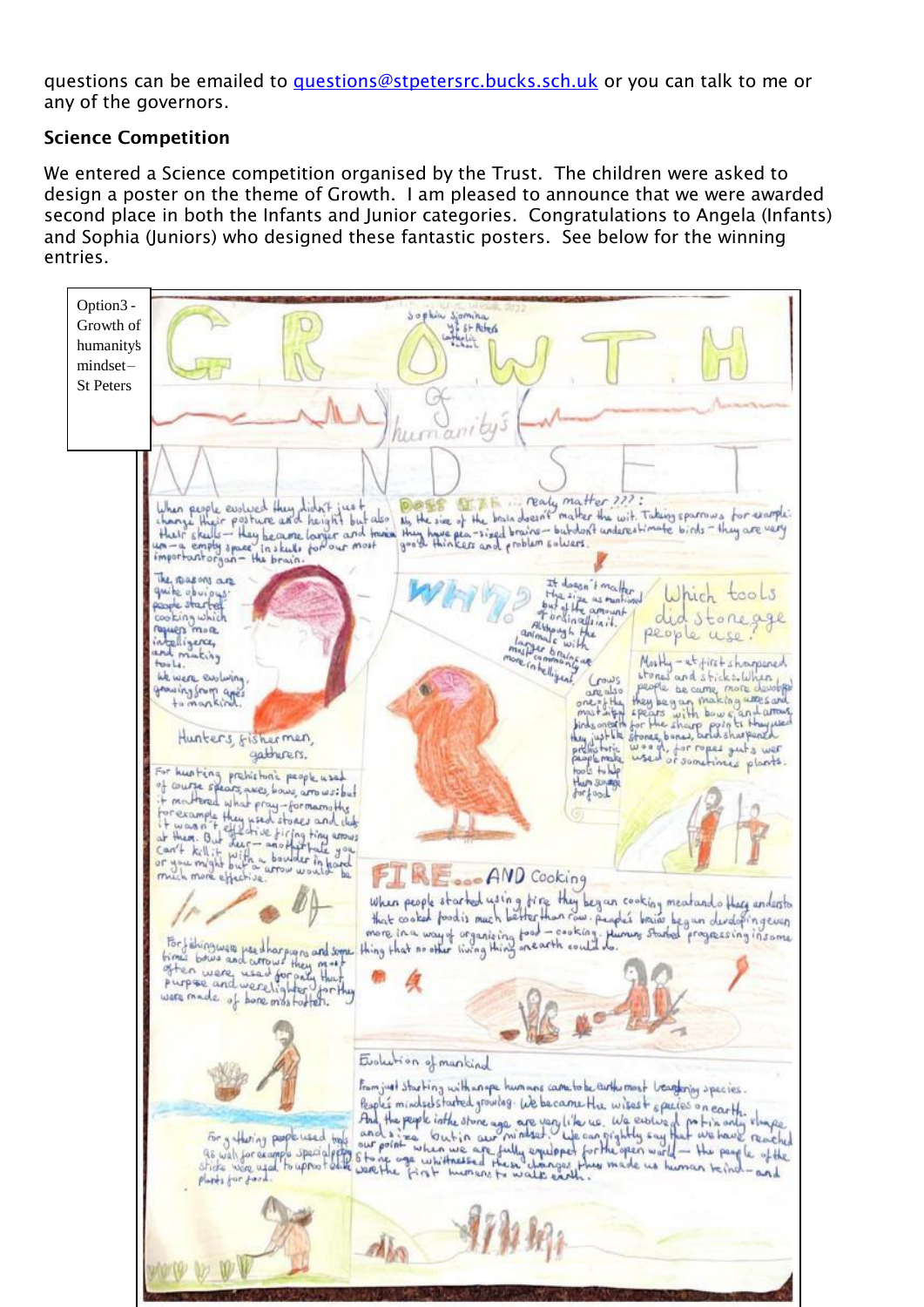questions can be emailed to questions@stpetersrc.bucks.sch.uk or you can talk to me or any of the governors.

**Science Competition**

We entered a Science competition organised by the Trust. The children were asked to design a poster on the theme of Growth. I am pleased to announce that we were awarded second place in both the Infants and Junior categories. Congratulations to Angela (Infants) and Sophia (Juniors) who designed these fantastic posters. See below for the winning entries.

Option3 - Growth of humanity's mindset – St Peters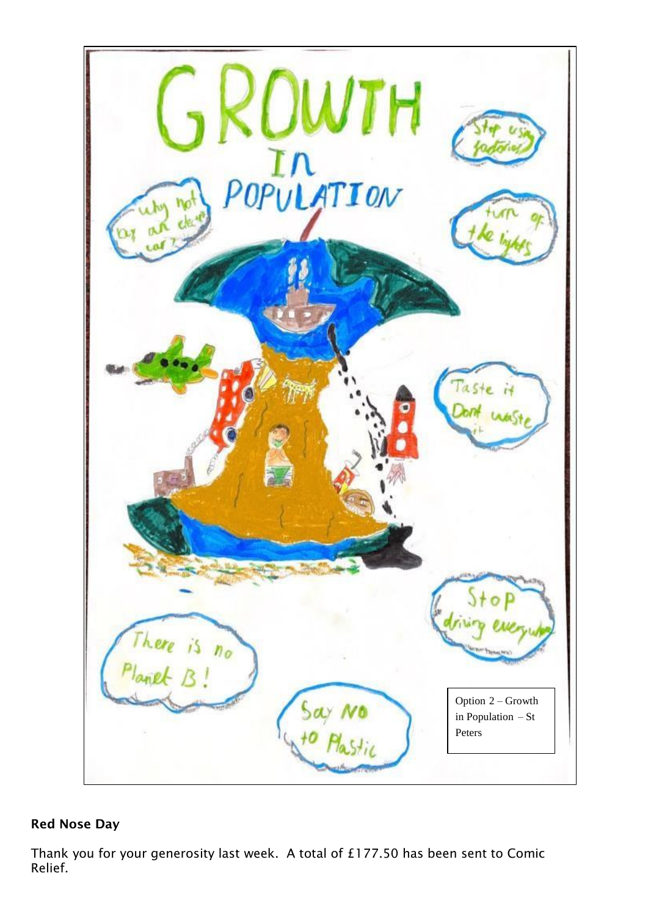Option 2 – Growth in Population – St Peters

**Red Nose Day**

Thank you for your generosity last week. A total of £177.50 has been sent to Comic Relief.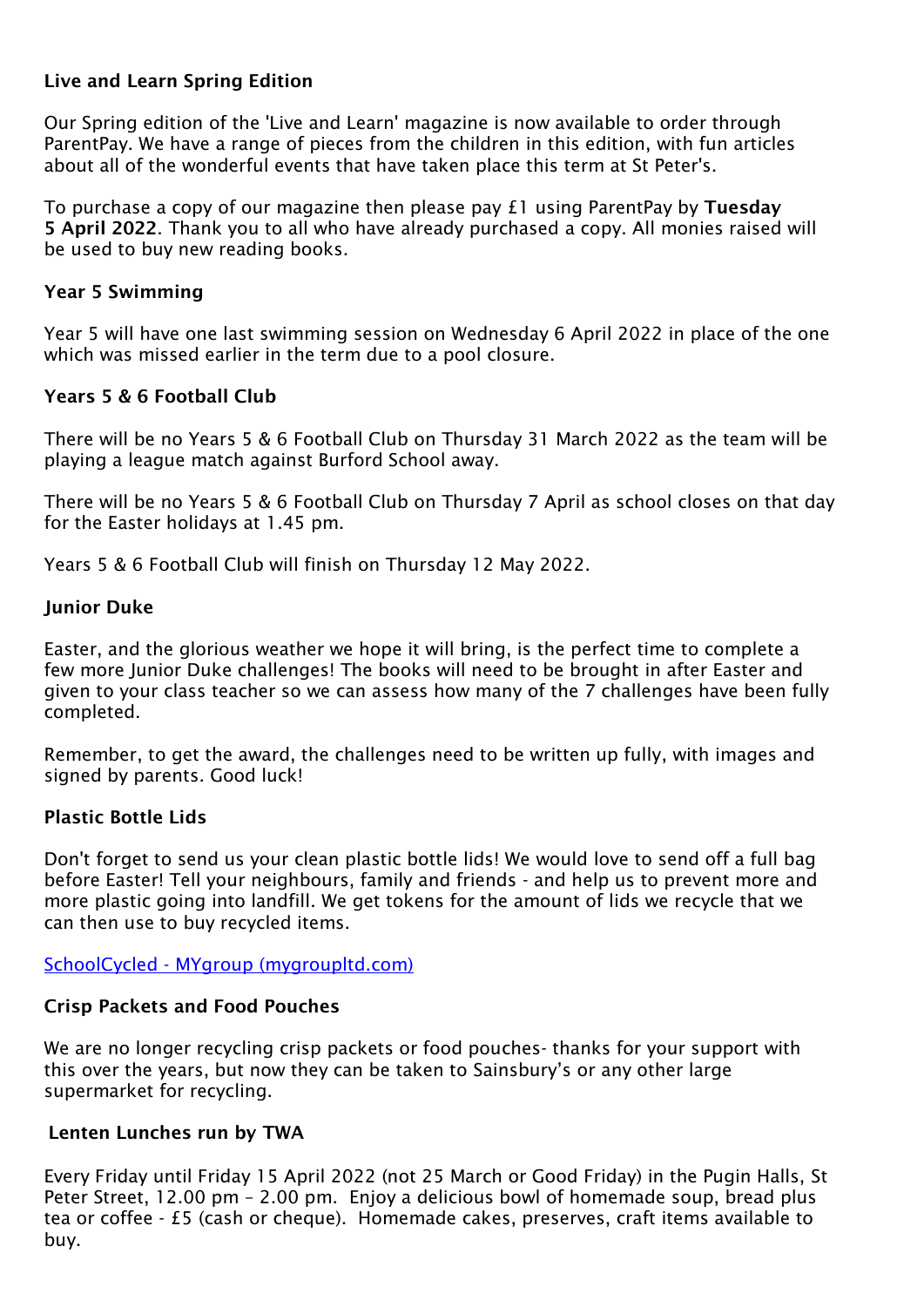**Live and Learn Spring Edition**

Our Spring edition of the 'Live and Learn' magazine is now available to order through ParentPay. We have a range of pieces from the children in this edition, with fun articles about all of the wonderful events that have taken place this term at St Peter's.

To purchase a copy of our magazine then please pay £1 using ParentPay by **Tuesday 5 April 2022**. Thank you to all who have already purchased a copy. All monies raised will be used to buy new reading books.

**Year 5 Swimming**

Year 5 will have one last swimming session on Wednesday 6 April 2022 in place of the one which was missed earlier in the term due to a pool closure.

**Years 5 & 6 Football Club**

There will be no Years 5 & 6 Football Club on Thursday 31 March 2022 as the team will be playing a league match against Burford School away.

There will be no Years 5 & 6 Football Club on Thursday 7 April as school closes on that day for the Easter holidays at 1.45 pm.

Years 5 & 6 Football Club will finish on Thursday 12 May 2022.

**Junior Duke**

Easter, and the glorious weather we hope it will bring, is the perfect time to complete a few more Junior Duke challenges! The books will need to be brought in after Easter and given to your class teacher so we can assess how many of the 7 challenges have been fully completed.

Remember, to get the award, the challenges need to be written up fully, with images and signed by parents. Good luck!

**Plastic Bottle Lids**

Don't forget to send us your clean plastic bottle lids! We would love to send off a full bag before Easter! Tell your neighbours, family and friends - and help us to prevent more and more plastic going into landfill. We get tokens for the amount of lids we recycle that we can then use to buy recycled items.

SchoolCycled - MYgroup (mygroupltd.com)

**Crisp Packets and Food Pouches**

We are no longer recycling crisp packets or food pouches- thanks for your support with this over the years, but now they can be taken to Sainsbury's or any other large supermarket for recycling.

**Lenten Lunches run by TWA**

Every Friday until Friday 15 April 2022 (not 25 March or Good Friday) in the Pugin Halls, St Peter Street, 12.00 pm – 2.00 pm. Enjoy a delicious bowl of homemade soup, bread plus tea or coffee - £5 (cash or cheque). Homemade cakes, preserves, craft items available to buy.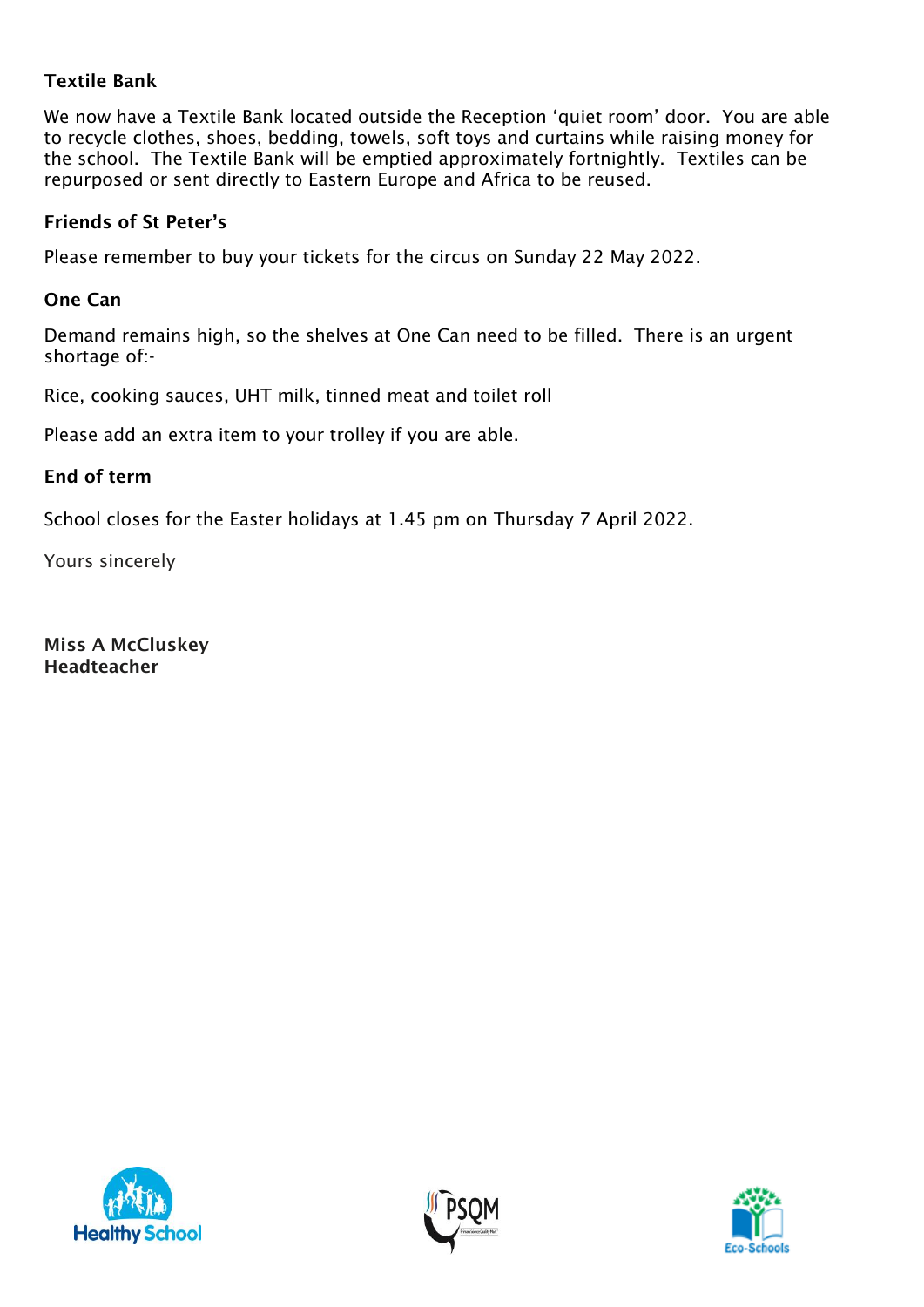**Textile Bank**

We now have a Textile Bank located outside the Reception 'quiet room' door. You are able to recycle clothes, shoes, bedding, towels, soft toys and curtains while raising money for the school. The Textile Bank will be emptied approximately fortnightly. Textiles can be repurposed or sent directly to Eastern Europe and Africa to be reused.

**Friends of St Peter's**

Please remember to buy your tickets for the circus on Sunday 22 May 2022.

**One Can**

Demand remains high, so the shelves at One Can need to be filled. There is an urgent shortage of:-

Rice, cooking sauces, UHT milk, tinned meat and toilet roll

Please add an extra item to your trolley if you are able.

**End of term**

School closes for the Easter holidays at 1.45 pm on Thursday 7 April 2022.

Yours sincerely

**Miss A McCluskey**
**Headteacher**

Healthy School

PSQM

Eco-Schools